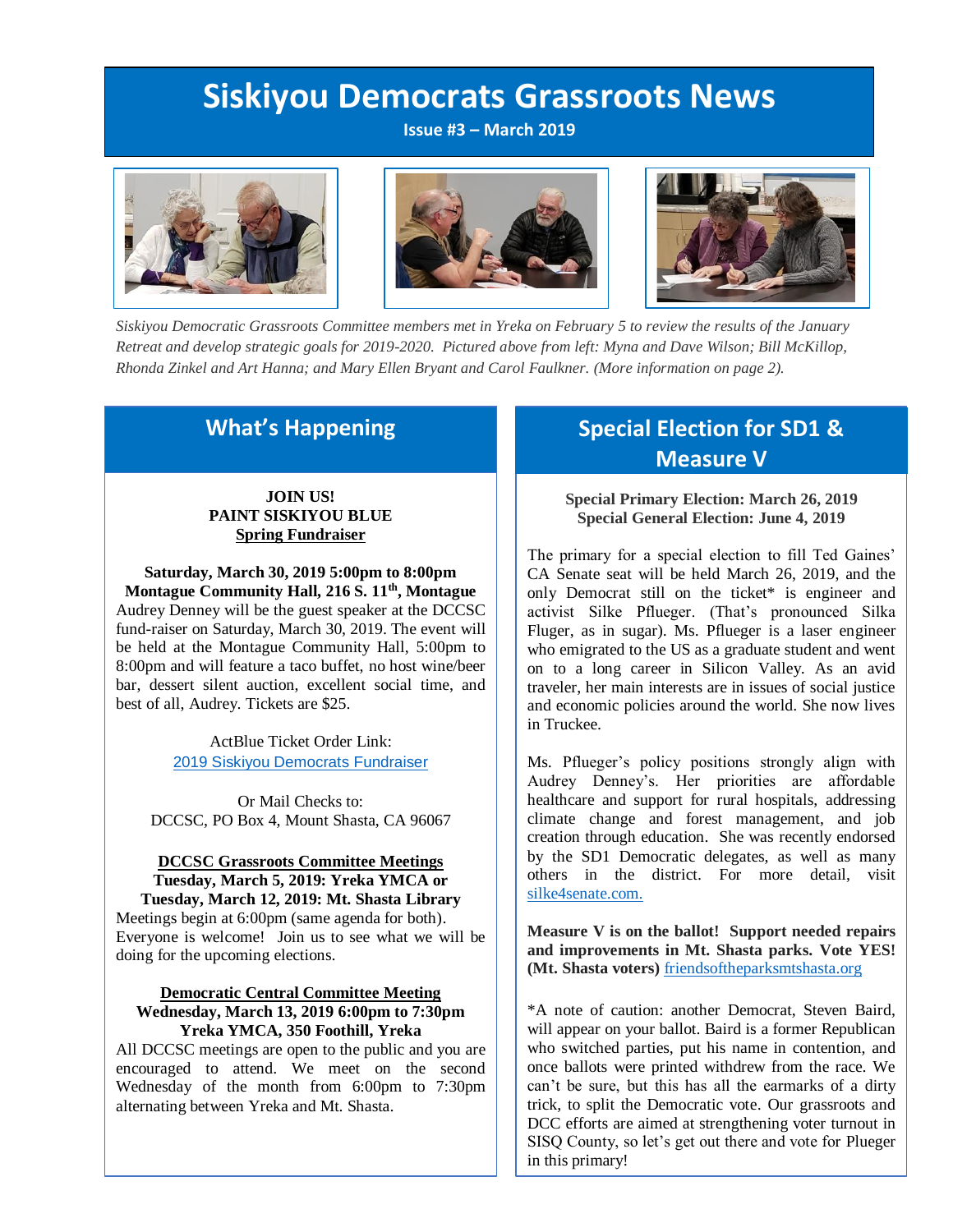# Siskiyou Democrats Grassroots News

**Issue #3 – March 2019**

*Siskiyou Democratic Grassroots Committee members met in Yreka on February 5 to review the results of the January Retreat and develop strategic goals for 2019-2020. Pictured above from left: Myna and Dave Wilson; Bill McKillop, Rhonda Zinkel and Art Hanna; and Mary Ellen Bryant and Carol Faulkner. (More information on page 2).*

## What's Happening

**JOIN US!**
**PAINT SISKIYOU BLUE**
**Spring Fundraiser**

**Saturday, March 30, 2019 5:00pm to 8:00pm**
**Montague Community Hall, 216 S. 11th, Montague**

Audrey Denney will be the guest speaker at the DCCSC fund-raiser on Saturday, March 30, 2019. The event will be held at the Montague Community Hall, 5:00pm to 8:00pm and will feature a taco buffet, no host wine/beer bar, dessert silent auction, excellent social time, and best of all, Audrey. Tickets are $25.

ActBlue Ticket Order Link:
2019 Siskiyou Democrats Fundraiser

Or Mail Checks to:
DCCSC, PO Box 4, Mount Shasta, CA 96067

**DCCSC Grassroots Committee Meetings**
**Tuesday, March 5, 2019: Yreka YMCA or**
**Tuesday, March 12, 2019: Mt. Shasta Library**

Meetings begin at 6:00pm (same agenda for both). Everyone is welcome! Join us to see what we will be doing for the upcoming elections.

**Democratic Central Committee Meeting**
**Wednesday, March 13, 2019 6:00pm to 7:30pm**
**Yreka YMCA, 350 Foothill, Yreka**

All DCCSC meetings are open to the public and you are encouraged to attend. We meet on the second Wednesday of the month from 6:00pm to 7:30pm alternating between Yreka and Mt. Shasta.

## Special Election for SD1 & Measure V

**Special Primary Election: March 26, 2019**
**Special General Election: June 4, 2019**

The primary for a special election to fill Ted Gaines' CA Senate seat will be held March 26, 2019, and the only Democrat still on the ticket* is engineer and activist Silke Pflueger. (That's pronounced Silka Fluger, as in sugar). Ms. Pflueger is a laser engineer who emigrated to the US as a graduate student and went on to a long career in Silicon Valley. As an avid traveler, her main interests are in issues of social justice and economic policies around the world. She now lives in Truckee.

Ms. Pflueger's policy positions strongly align with Audrey Denney's. Her priorities are affordable healthcare and support for rural hospitals, addressing climate change and forest management, and job creation through education. She was recently endorsed by the SD1 Democratic delegates, as well as many others in the district. For more detail, visit silke4senate.com.

**Measure V is on the ballot! Support needed repairs and improvements in Mt. Shasta parks. Vote YES! (Mt. Shasta voters)** friendsoftheparksmtshasta.org

*A note of caution: another Democrat, Steven Baird, will appear on your ballot. Baird is a former Republican who switched parties, put his name in contention, and once ballots were printed withdrew from the race. We can't be sure, but this has all the earmarks of a dirty trick, to split the Democratic vote. Our grassroots and DCC efforts are aimed at strengthening voter turnout in SISQ County, so let's get out there and vote for Plueger in this primary!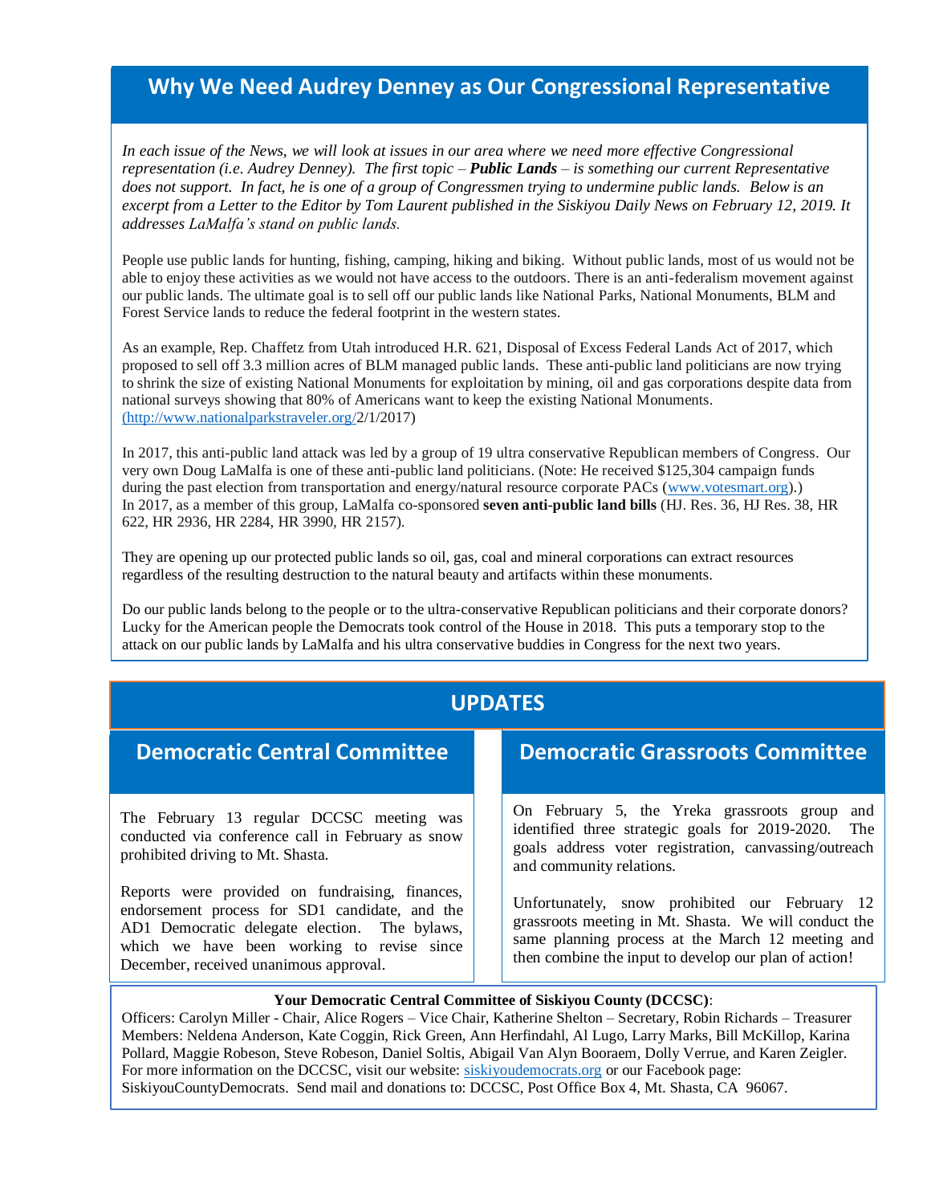## Why We Need Audrey Denney as Our Congressional Representative

*In each issue of the News, we will look at issues in our area where we need more effective Congressional representation (i.e. Audrey Denney). The first topic – **Public Lands** – is something our current Representative does not support. In fact, he is one of a group of Congressmen trying to undermine public lands. Below is an excerpt from a Letter to the Editor by Tom Laurent published in the Siskiyou Daily News on February 12, 2019. It addresses LaMalfa's stand on public lands.*

People use public lands for hunting, fishing, camping, hiking and biking. Without public lands, most of us would not be able to enjoy these activities as we would not have access to the outdoors. There is an anti-federalism movement against our public lands. The ultimate goal is to sell off our public lands like National Parks, National Monuments, BLM and Forest Service lands to reduce the federal footprint in the western states.

As an example, Rep. Chaffetz from Utah introduced H.R. 621, Disposal of Excess Federal Lands Act of 2017, which proposed to sell off 3.3 million acres of BLM managed public lands. These anti-public land politicians are now trying to shrink the size of existing National Monuments for exploitation by mining, oil and gas corporations despite data from national surveys showing that 80% of Americans want to keep the existing National Monuments. (http://www.nationalparkstraveler.org/2/1/2017)

In 2017, this anti-public land attack was led by a group of 19 ultra conservative Republican members of Congress. Our very own Doug LaMalfa is one of these anti-public land politicians. (Note: He received $125,304 campaign funds during the past election from transportation and energy/natural resource corporate PACs (www.votesmart.org).)
In 2017, as a member of this group, LaMalfa co-sponsored **seven anti-public land bills** (HJ. Res. 36, HJ Res. 38, HR 622, HR 2936, HR 2284, HR 3990, HR 2157).

They are opening up our protected public lands so oil, gas, coal and mineral corporations can extract resources regardless of the resulting destruction to the natural beauty and artifacts within these monuments.

Do our public lands belong to the people or to the ultra-conservative Republican politicians and their corporate donors? Lucky for the American people the Democrats took control of the House in 2018. This puts a temporary stop to the attack on our public lands by LaMalfa and his ultra conservative buddies in Congress for the next two years.

## UPDATES

### Democratic Central Committee

The February 13 regular DCCSC meeting was conducted via conference call in February as snow prohibited driving to Mt. Shasta.

Reports were provided on fundraising, finances, endorsement process for SD1 candidate, and the AD1 Democratic delegate election. The bylaws, which we have been working to revise since December, received unanimous approval.

### Democratic Grassroots Committee

On February 5, the Yreka grassroots group and identified three strategic goals for 2019-2020. The goals address voter registration, canvassing/outreach and community relations.

Unfortunately, snow prohibited our February 12 grassroots meeting in Mt. Shasta. We will conduct the same planning process at the March 12 meeting and then combine the input to develop our plan of action!

**Your Democratic Central Committee of Siskiyou County (DCCSC)**:
Officers: Carolyn Miller - Chair, Alice Rogers – Vice Chair, Katherine Shelton – Secretary, Robin Richards – Treasurer
Members: Neldena Anderson, Kate Coggin, Rick Green, Ann Herfindahl, Al Lugo, Larry Marks, Bill McKillop, Karina Pollard, Maggie Robeson, Steve Robeson, Daniel Soltis, Abigail Van Alyn Booraem, Dolly Verrue, and Karen Zeigler.
For more information on the DCCSC, visit our website: siskiyoudemocrats.org or our Facebook page: SiskiyouCountyDemocrats. Send mail and donations to: DCCSC, Post Office Box 4, Mt. Shasta, CA 96067.